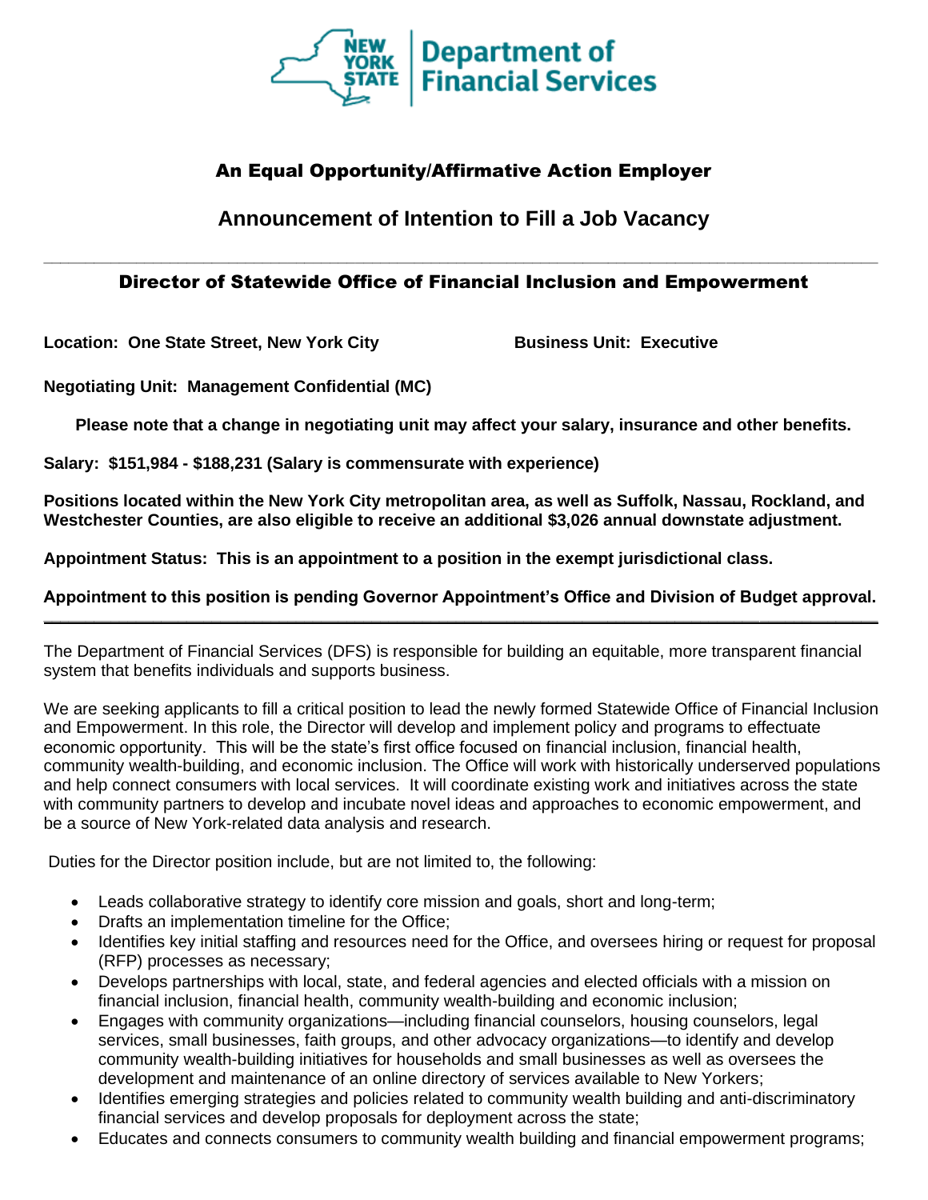New York State Department of Financial Services

## An Equal Opportunity/Affirmative Action Employer

## Announcement of Intention to Fill a Job Vacancy

---

# Director of Statewide Office of Financial Inclusion and Empowerment

**Location: One State Street, New York City**

**Business Unit: Executive**

**Negotiating Unit: Management Confidential (MC)**

**Please note that a change in negotiating unit may affect your salary, insurance and other benefits.**

**Salary: $151,984 - $188,231 (Salary is commensurate with experience)**

**Positions located within the New York City metropolitan area, as well as Suffolk, Nassau, Rockland, and Westchester Counties, are also eligible to receive an additional $3,026 annual downstate adjustment.**

**Appointment Status: This is an appointment to a position in the exempt jurisdictional class.**

**Appointment to this position is pending Governor Appointment's Office and Division of Budget approval.**

---

The Department of Financial Services (DFS) is responsible for building an equitable, more transparent financial system that benefits individuals and supports business.

We are seeking applicants to fill a critical position to lead the newly formed Statewide Office of Financial Inclusion and Empowerment. In this role, the Director will develop and implement policy and programs to effectuate economic opportunity. This will be the state's first office focused on financial inclusion, financial health, community wealth-building, and economic inclusion. The Office will work with historically underserved populations and help connect consumers with local services. It will coordinate existing work and initiatives across the state with community partners to develop and incubate novel ideas and approaches to economic empowerment, and be a source of New York-related data analysis and research.

Duties for the Director position include, but are not limited to, the following:

- Leads collaborative strategy to identify core mission and goals, short and long-term;
- Drafts an implementation timeline for the Office;
- Identifies key initial staffing and resources need for the Office, and oversees hiring or request for proposal (RFP) processes as necessary;
- Develops partnerships with local, state, and federal agencies and elected officials with a mission on financial inclusion, financial health, community wealth-building and economic inclusion;
- Engages with community organizations—including financial counselors, housing counselors, legal services, small businesses, faith groups, and other advocacy organizations—to identify and develop community wealth-building initiatives for households and small businesses as well as oversees the development and maintenance of an online directory of services available to New Yorkers;
- Identifies emerging strategies and policies related to community wealth building and anti-discriminatory financial services and develop proposals for deployment across the state;
- Educates and connects consumers to community wealth building and financial empowerment programs;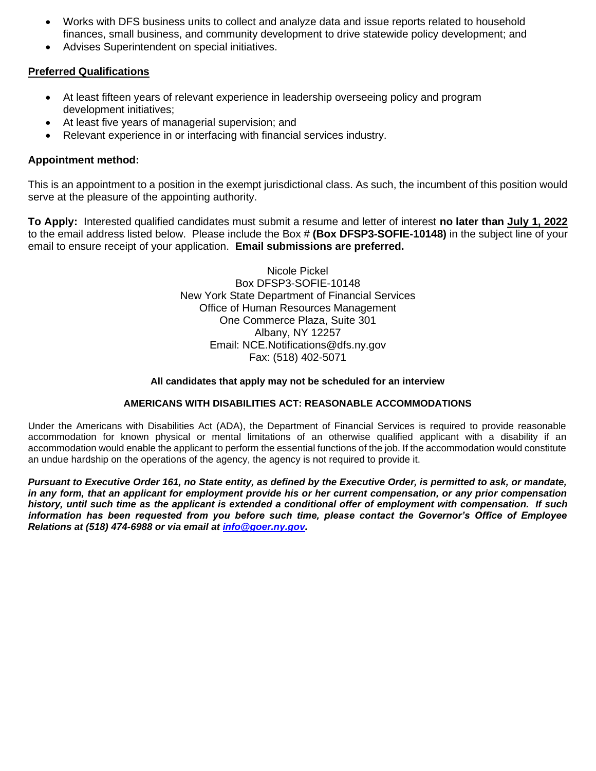- Works with DFS business units to collect and analyze data and issue reports related to household finances, small business, and community development to drive statewide policy development; and
- Advises Superintendent on special initiatives.

## Preferred Qualifications

- At least fifteen years of relevant experience in leadership overseeing policy and program development initiatives;
- At least five years of managerial supervision; and
- Relevant experience in or interfacing with financial services industry.

**Appointment method:**

This is an appointment to a position in the exempt jurisdictional class. As such, the incumbent of this position would serve at the pleasure of the appointing authority.

**To Apply:** Interested qualified candidates must submit a resume and letter of interest **no later than July 1, 2022** to the email address listed below. Please include the Box # **(Box DFSP3-SOFIE-10148)** in the subject line of your email to ensure receipt of your application. **Email submissions are preferred.**

Nicole Pickel
Box DFSP3-SOFIE-10148
New York State Department of Financial Services
Office of Human Resources Management
One Commerce Plaza, Suite 301
Albany, NY 12257
Email: NCE.Notifications@dfs.ny.gov
Fax: (518) 402-5071

**All candidates that apply may not be scheduled for an interview**

**AMERICANS WITH DISABILITIES ACT: REASONABLE ACCOMMODATIONS**

Under the Americans with Disabilities Act (ADA), the Department of Financial Services is required to provide reasonable accommodation for known physical or mental limitations of an otherwise qualified applicant with a disability if an accommodation would enable the applicant to perform the essential functions of the job. If the accommodation would constitute an undue hardship on the operations of the agency, the agency is not required to provide it.

***Pursuant to Executive Order 161, no State entity, as defined by the Executive Order, is permitted to ask, or mandate, in any form, that an applicant for employment provide his or her current compensation, or any prior compensation history, until such time as the applicant is extended a conditional offer of employment with compensation. If such information has been requested from you before such time, please contact the Governor's Office of Employee Relations at (518) 474-6988 or via email at info@goer.ny.gov.***